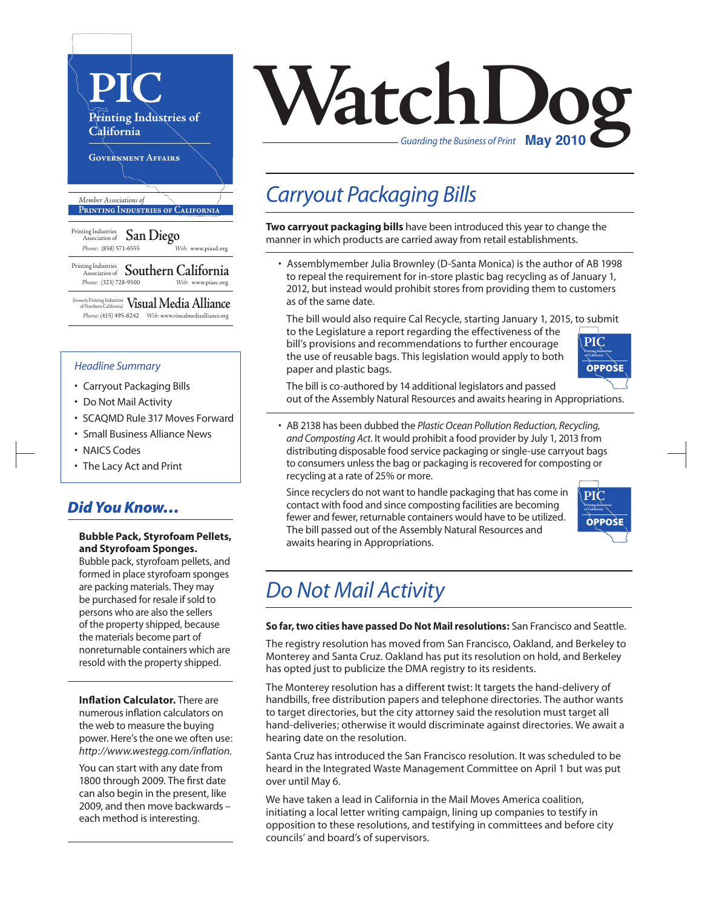# PIC

**Printing Industries of California**

**Government Affairs**

*Member Associations of* **Printing Industries of California**

Printing Industries Association of **San Diego**
*Phone:* (858) 571-6555 *Web:* www.piasd.org

Printing Industries Association of **Southern California**
*Phone:* (323) 728-9500 *Web:* www.piasc.org

(formerly Printing Industries of Northern California) **Visual Media Alliance**
*Phone:* (415) 495-8242 *Web:* www.visualmediaalliance.org

*Headline Summary*

- Carryout Packaging Bills
- Do Not Mail Activity
- SCAQMD Rule 317 Moves Forward
- Small Business Alliance News
- NAICS Codes
- The Lacy Act and Print

## *Did You Know…*

**Bubble Pack, Styrofoam Pellets, and Styrofoam Sponges.** Bubble pack, styrofoam pellets, and formed in place styrofoam sponges are packing materials. They may be purchased for resale if sold to persons who are also the sellers of the property shipped, because the materials become part of nonreturnable containers which are resold with the property shipped.

**Inflation Calculator.** There are numerous inflation calculators on the web to measure the buying power. Here's the one we often use: *http://www.westegg.com/inflation.*

You can start with any date from 1800 through 2009. The first date can also begin in the present, like 2009, and then move backwards – each method is interesting.

# WatchDog

*Guarding the Business of Print* **May 2010**

## *Carryout Packaging Bills*

**Two carryout packaging bills** have been introduced this year to change the manner in which products are carried away from retail establishments.

- Assemblymember Julia Brownley (D-Santa Monica) is the author of AB 1998 to repeal the requirement for in-store plastic bag recycling as of January 1, 2012, but instead would prohibit stores from providing them to customers as of the same date.

  The bill would also require Cal Recycle, starting January 1, 2015, to submit to the Legislature a report regarding the effectiveness of the bill's provisions and recommendations to further encourage the use of reusable bags. This legislation would apply to both paper and plastic bags.

  **PIC OPPOSE**

  The bill is co-authored by 14 additional legislators and passed out of the Assembly Natural Resources and awaits hearing in Appropriations.

- AB 2138 has been dubbed the *Plastic Ocean Pollution Reduction, Recycling, and Composting Act*. It would prohibit a food provider by July 1, 2013 from distributing disposable food service packaging or single-use carryout bags to consumers unless the bag or packaging is recovered for composting or recycling at a rate of 25% or more.

  Since recyclers do not want to handle packaging that has come in contact with food and since composting facilities are becoming fewer and fewer, returnable containers would have to be utilized. The bill passed out of the Assembly Natural Resources and awaits hearing in Appropriations.

  **PIC OPPOSE**

## *Do Not Mail Activity*

**So far, two cities have passed Do Not Mail resolutions:** San Francisco and Seattle.

The registry resolution has moved from San Francisco, Oakland, and Berkeley to Monterey and Santa Cruz. Oakland has put its resolution on hold, and Berkeley has opted just to publicize the DMA registry to its residents.

The Monterey resolution has a different twist: It targets the hand-delivery of handbills, free distribution papers and telephone directories. The author wants to target directories, but the city attorney said the resolution must target all hand-deliveries; otherwise it would discriminate against directories. We await a hearing date on the resolution.

Santa Cruz has introduced the San Francisco resolution. It was scheduled to be heard in the Integrated Waste Management Committee on April 1 but was put over until May 6.

We have taken a lead in California in the Mail Moves America coalition, initiating a local letter writing campaign, lining up companies to testify in opposition to these resolutions, and testifying in committees and before city councils' and board's of supervisors.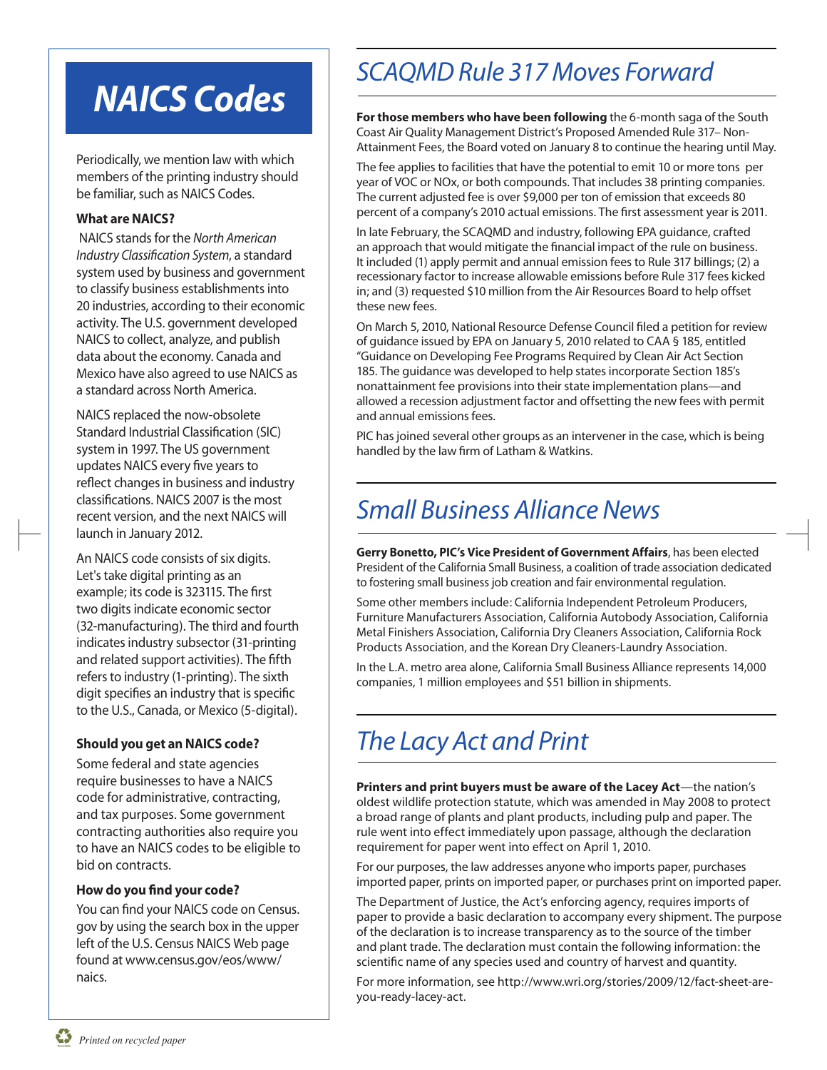# NAICS Codes

Periodically, we mention law with which members of the printing industry should be familiar, such as NAICS Codes.

**What are NAICS?**

NAICS stands for the *North American Industry Classification System*, a standard system used by business and government to classify business establishments into 20 industries, according to their economic activity. The U.S. government developed NAICS to collect, analyze, and publish data about the economy. Canada and Mexico have also agreed to use NAICS as a standard across North America.

NAICS replaced the now-obsolete Standard Industrial Classification (SIC) system in 1997. The US government updates NAICS every five years to reflect changes in business and industry classifications. NAICS 2007 is the most recent version, and the next NAICS will launch in January 2012.

An NAICS code consists of six digits. Let's take digital printing as an example; its code is 323115. The first two digits indicate economic sector (32-manufacturing). The third and fourth indicates industry subsector (31-printing and related support activities). The fifth refers to industry (1-printing). The sixth digit specifies an industry that is specific to the U.S., Canada, or Mexico (5-digital).

**Should you get an NAICS code?**

Some federal and state agencies require businesses to have a NAICS code for administrative, contracting, and tax purposes. Some government contracting authorities also require you to have an NAICS codes to be eligible to bid on contracts.

**How do you find your code?**

You can find your NAICS code on Census.gov by using the search box in the upper left of the U.S. Census NAICS Web page found at www.census.gov/eos/www/naics.

# *SCAQMD Rule 317 Moves Forward*

**For those members who have been following** the 6-month saga of the South Coast Air Quality Management District's Proposed Amended Rule 317– Non-Attainment Fees, the Board voted on January 8 to continue the hearing until May.

The fee applies to facilities that have the potential to emit 10 or more tons per year of VOC or NOx, or both compounds. That includes 38 printing companies. The current adjusted fee is over $9,000 per ton of emission that exceeds 80 percent of a company's 2010 actual emissions. The first assessment year is 2011.

In late February, the SCAQMD and industry, following EPA guidance, crafted an approach that would mitigate the financial impact of the rule on business. It included (1) apply permit and annual emission fees to Rule 317 billings; (2) a recessionary factor to increase allowable emissions before Rule 317 fees kicked in; and (3) requested $10 million from the Air Resources Board to help offset these new fees.

On March 5, 2010, National Resource Defense Council filed a petition for review of guidance issued by EPA on January 5, 2010 related to CAA § 185, entitled "Guidance on Developing Fee Programs Required by Clean Air Act Section 185. The guidance was developed to help states incorporate Section 185's nonattainment fee provisions into their state implementation plans—and allowed a recession adjustment factor and offsetting the new fees with permit and annual emissions fees.

PIC has joined several other groups as an intervener in the case, which is being handled by the law firm of Latham & Watkins.

# *Small Business Alliance News*

**Gerry Bonetto, PIC's Vice President of Government Affairs**, has been elected President of the California Small Business, a coalition of trade association dedicated to fostering small business job creation and fair environmental regulation.

Some other members include: California Independent Petroleum Producers, Furniture Manufacturers Association, California Autobody Association, California Metal Finishers Association, California Dry Cleaners Association, California Rock Products Association, and the Korean Dry Cleaners-Laundry Association.

In the L.A. metro area alone, California Small Business Alliance represents 14,000 companies, 1 million employees and $51 billion in shipments.

# *The Lacy Act and Print*

**Printers and print buyers must be aware of the Lacey Act**—the nation's oldest wildlife protection statute, which was amended in May 2008 to protect a broad range of plants and plant products, including pulp and paper. The rule went into effect immediately upon passage, although the declaration requirement for paper went into effect on April 1, 2010.

For our purposes, the law addresses anyone who imports paper, purchases imported paper, prints on imported paper, or purchases print on imported paper.

The Department of Justice, the Act's enforcing agency, requires imports of paper to provide a basic declaration to accompany every shipment. The purpose of the declaration is to increase transparency as to the source of the timber and plant trade. The declaration must contain the following information: the scientific name of any species used and country of harvest and quantity.

For more information, see http://www.wri.org/stories/2009/12/fact-sheet-are-you-ready-lacey-act.

*Printed on recycled paper*